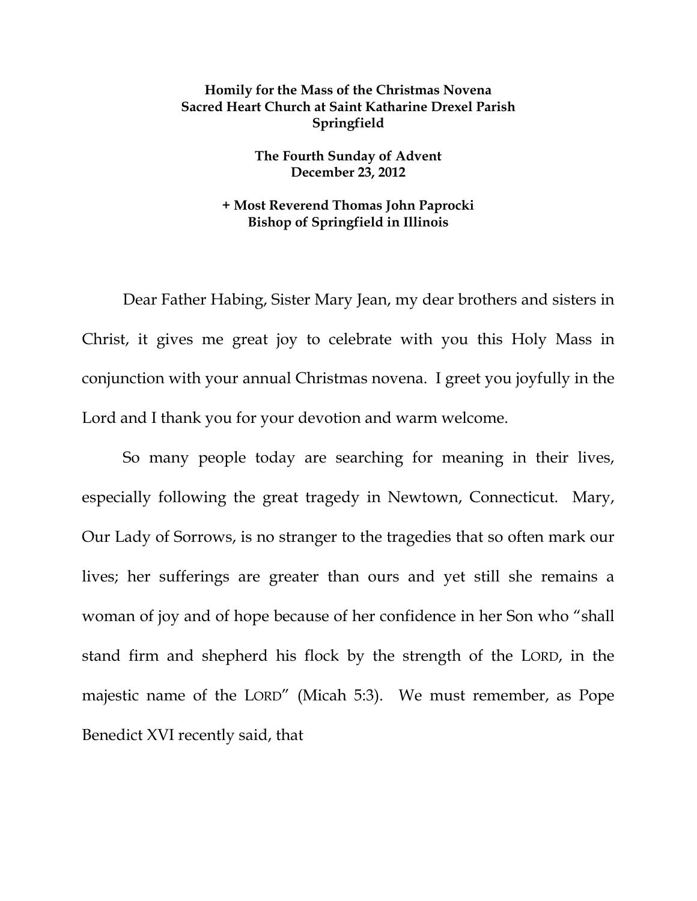**Homily for the Mass of the Christmas Novena**
**Sacred Heart Church at Saint Katharine Drexel Parish**
**Springfield**

**The Fourth Sunday of Advent**
**December 23, 2012**

**+ Most Reverend Thomas John Paprocki**
**Bishop of Springfield in Illinois**

Dear Father Habing, Sister Mary Jean, my dear brothers and sisters in Christ, it gives me great joy to celebrate with you this Holy Mass in conjunction with your annual Christmas novena. I greet you joyfully in the Lord and I thank you for your devotion and warm welcome.

So many people today are searching for meaning in their lives, especially following the great tragedy in Newtown, Connecticut. Mary, Our Lady of Sorrows, is no stranger to the tragedies that so often mark our lives; her sufferings are greater than ours and yet still she remains a woman of joy and of hope because of her confidence in her Son who "shall stand firm and shepherd his flock by the strength of the LORD, in the majestic name of the LORD" (Micah 5:3). We must remember, as Pope Benedict XVI recently said, that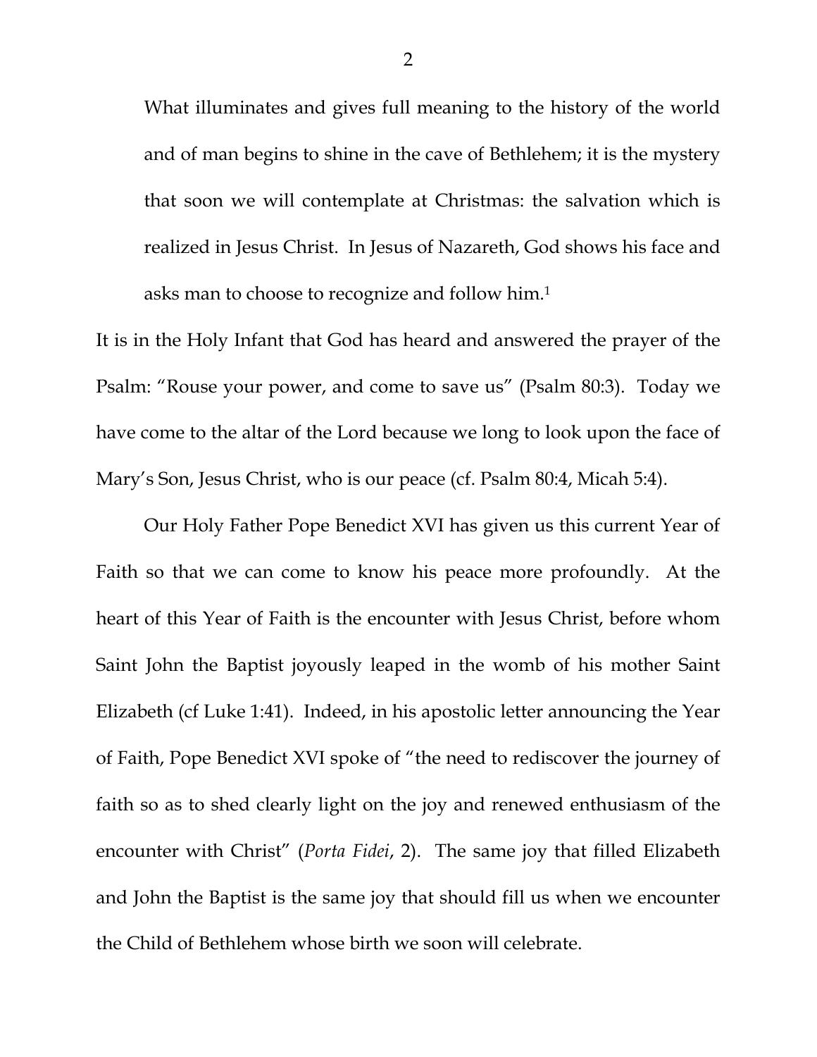> What illuminates and gives full meaning to the history of the world and of man begins to shine in the cave of Bethlehem; it is the mystery that soon we will contemplate at Christmas: the salvation which is realized in Jesus Christ. In Jesus of Nazareth, God shows his face and asks man to choose to recognize and follow him.[1]

It is in the Holy Infant that God has heard and answered the prayer of the Psalm: "Rouse your power, and come to save us" (Psalm 80:3). Today we have come to the altar of the Lord because we long to look upon the face of Mary's Son, Jesus Christ, who is our peace (cf. Psalm 80:4, Micah 5:4).

Our Holy Father Pope Benedict XVI has given us this current Year of Faith so that we can come to know his peace more profoundly. At the heart of this Year of Faith is the encounter with Jesus Christ, before whom Saint John the Baptist joyously leaped in the womb of his mother Saint Elizabeth (cf Luke 1:41). Indeed, in his apostolic letter announcing the Year of Faith, Pope Benedict XVI spoke of "the need to rediscover the journey of faith so as to shed clearly light on the joy and renewed enthusiasm of the encounter with Christ" (*Porta Fidei*, 2). The same joy that filled Elizabeth and John the Baptist is the same joy that should fill us when we encounter the Child of Bethlehem whose birth we soon will celebrate.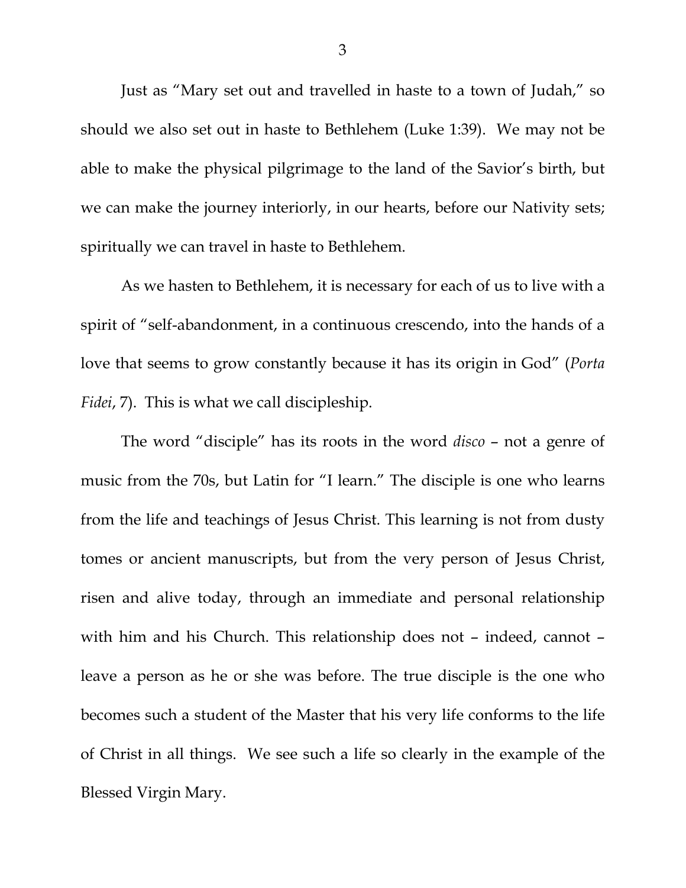Just as "Mary set out and travelled in haste to a town of Judah," so should we also set out in haste to Bethlehem (Luke 1:39). We may not be able to make the physical pilgrimage to the land of the Savior's birth, but we can make the journey interiorly, in our hearts, before our Nativity sets; spiritually we can travel in haste to Bethlehem.

As we hasten to Bethlehem, it is necessary for each of us to live with a spirit of "self-abandonment, in a continuous crescendo, into the hands of a love that seems to grow constantly because it has its origin in God" (*Porta Fidei*, 7). This is what we call discipleship.

The word "disciple" has its roots in the word *disco* – not a genre of music from the 70s, but Latin for "I learn." The disciple is one who learns from the life and teachings of Jesus Christ. This learning is not from dusty tomes or ancient manuscripts, but from the very person of Jesus Christ, risen and alive today, through an immediate and personal relationship with him and his Church. This relationship does not – indeed, cannot – leave a person as he or she was before. The true disciple is the one who becomes such a student of the Master that his very life conforms to the life of Christ in all things. We see such a life so clearly in the example of the Blessed Virgin Mary.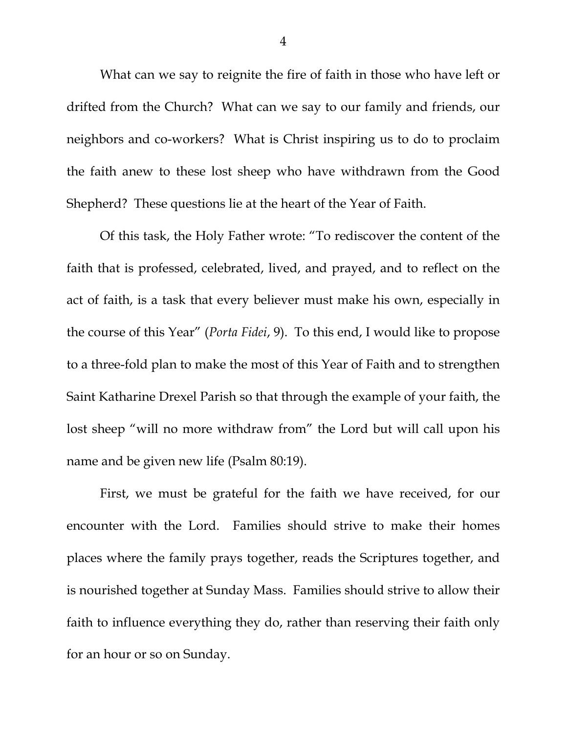What can we say to reignite the fire of faith in those who have left or drifted from the Church? What can we say to our family and friends, our neighbors and co-workers? What is Christ inspiring us to do to proclaim the faith anew to these lost sheep who have withdrawn from the Good Shepherd? These questions lie at the heart of the Year of Faith.

Of this task, the Holy Father wrote: "To rediscover the content of the faith that is professed, celebrated, lived, and prayed, and to reflect on the act of faith, is a task that every believer must make his own, especially in the course of this Year" (*Porta Fidei*, 9). To this end, I would like to propose to a three-fold plan to make the most of this Year of Faith and to strengthen Saint Katharine Drexel Parish so that through the example of your faith, the lost sheep "will no more withdraw from" the Lord but will call upon his name and be given new life (Psalm 80:19).

First, we must be grateful for the faith we have received, for our encounter with the Lord. Families should strive to make their homes places where the family prays together, reads the Scriptures together, and is nourished together at Sunday Mass. Families should strive to allow their faith to influence everything they do, rather than reserving their faith only for an hour or so on Sunday.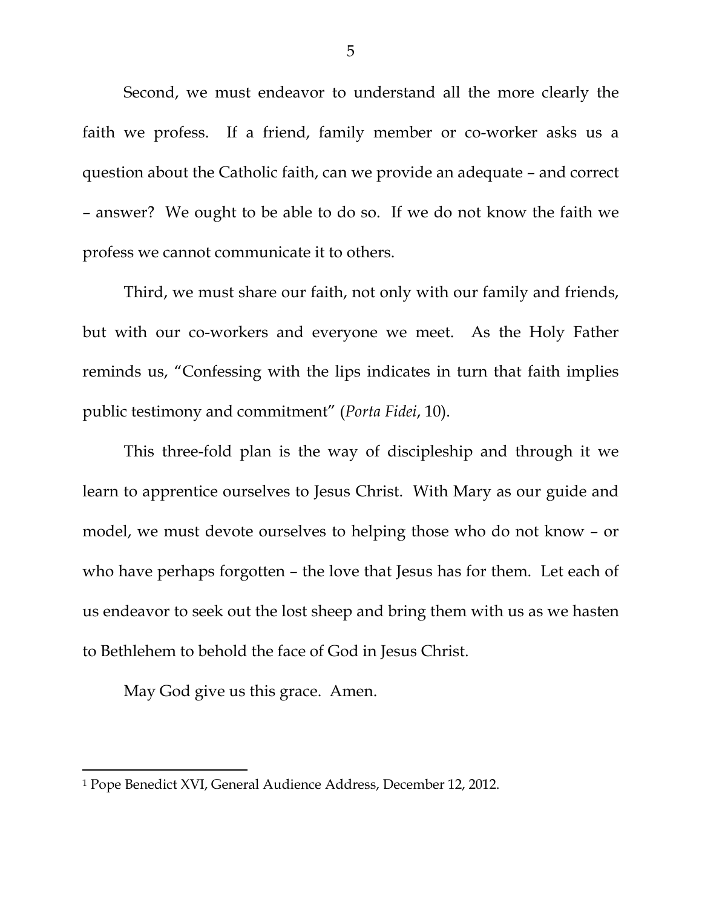Second, we must endeavor to understand all the more clearly the faith we profess. If a friend, family member or co-worker asks us a question about the Catholic faith, can we provide an adequate – and correct – answer? We ought to be able to do so. If we do not know the faith we profess we cannot communicate it to others.

Third, we must share our faith, not only with our family and friends, but with our co-workers and everyone we meet. As the Holy Father reminds us, "Confessing with the lips indicates in turn that faith implies public testimony and commitment" (*Porta Fidei*, 10).

This three-fold plan is the way of discipleship and through it we learn to apprentice ourselves to Jesus Christ. With Mary as our guide and model, we must devote ourselves to helping those who do not know – or who have perhaps forgotten – the love that Jesus has for them. Let each of us endeavor to seek out the lost sheep and bring them with us as we hasten to Bethlehem to behold the face of God in Jesus Christ.

May God give us this grace. Amen.

---

[1] Pope Benedict XVI, General Audience Address, December 12, 2012.